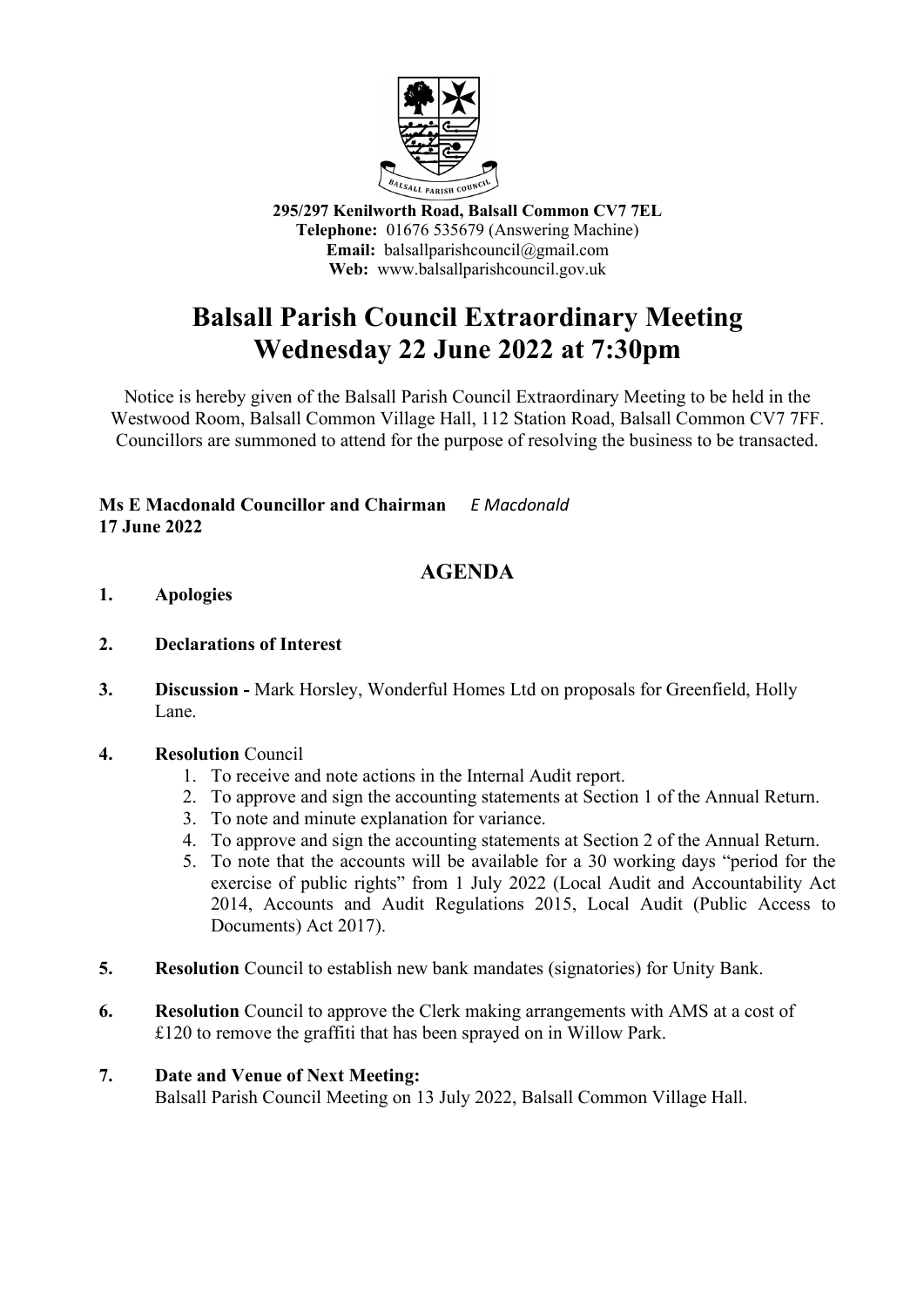**295/297 Kenilworth Road, Balsall Common CV7 7EL**
**Telephone:** 01676 535679 (Answering Machine)
**Email:** balsallparishcouncil@gmail.com
**Web:** www.balsallparishcouncil.gov.uk

# Balsall Parish Council Extraordinary Meeting Wednesday 22 June 2022 at 7:30pm

Notice is hereby given of the Balsall Parish Council Extraordinary Meeting to be held in the Westwood Room, Balsall Common Village Hall, 112 Station Road, Balsall Common CV7 7FF. Councillors are summoned to attend for the purpose of resolving the business to be transacted.

**Ms E Macdonald Councillor and Chairman** *E Macdonald*
**17 June 2022**

## AGENDA

1. **Apologies**

2. **Declarations of Interest**

3. **Discussion -** Mark Horsley, Wonderful Homes Ltd on proposals for Greenfield, Holly Lane.

4. **Resolution** Council
   1. To receive and note actions in the Internal Audit report.
   2. To approve and sign the accounting statements at Section 1 of the Annual Return.
   3. To note and minute explanation for variance.
   4. To approve and sign the accounting statements at Section 2 of the Annual Return.
   5. To note that the accounts will be available for a 30 working days "period for the exercise of public rights" from 1 July 2022 (Local Audit and Accountability Act 2014, Accounts and Audit Regulations 2015, Local Audit (Public Access to Documents) Act 2017).

5. **Resolution** Council to establish new bank mandates (signatories) for Unity Bank.

6. **Resolution** Council to approve the Clerk making arrangements with AMS at a cost of £120 to remove the graffiti that has been sprayed on in Willow Park.

7. **Date and Venue of Next Meeting:**
   Balsall Parish Council Meeting on 13 July 2022, Balsall Common Village Hall.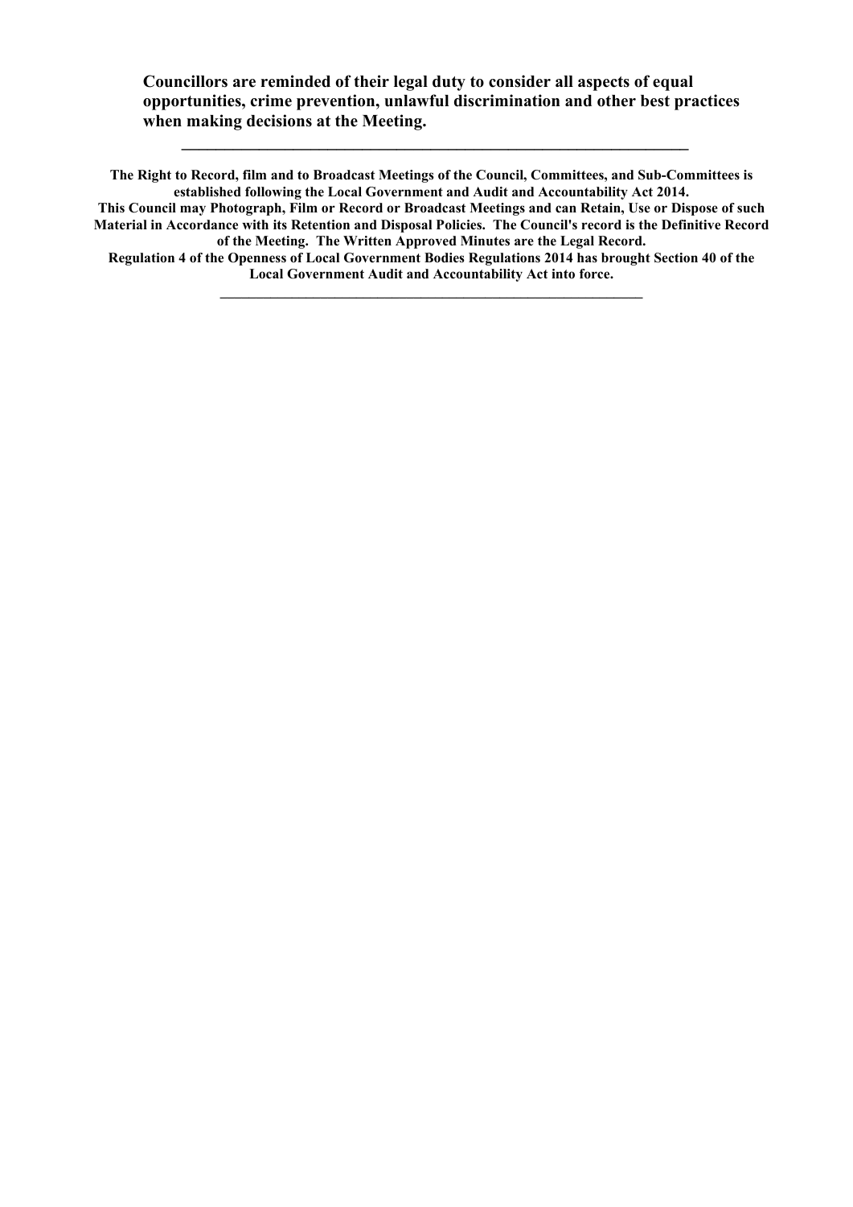**Councillors are reminded of their legal duty to consider all aspects of equal opportunities, crime prevention, unlawful discrimination and other best practices when making decisions at the Meeting.**

---

**The Right to Record, film and to Broadcast Meetings of the Council, Committees, and Sub-Committees is established following the Local Government and Audit and Accountability Act 2014.**
**This Council may Photograph, Film or Record or Broadcast Meetings and can Retain, Use or Dispose of such Material in Accordance with its Retention and Disposal Policies. The Council's record is the Definitive Record of the Meeting. The Written Approved Minutes are the Legal Record.**
**Regulation 4 of the Openness of Local Government Bodies Regulations 2014 has brought Section 40 of the Local Government Audit and Accountability Act into force.**

---